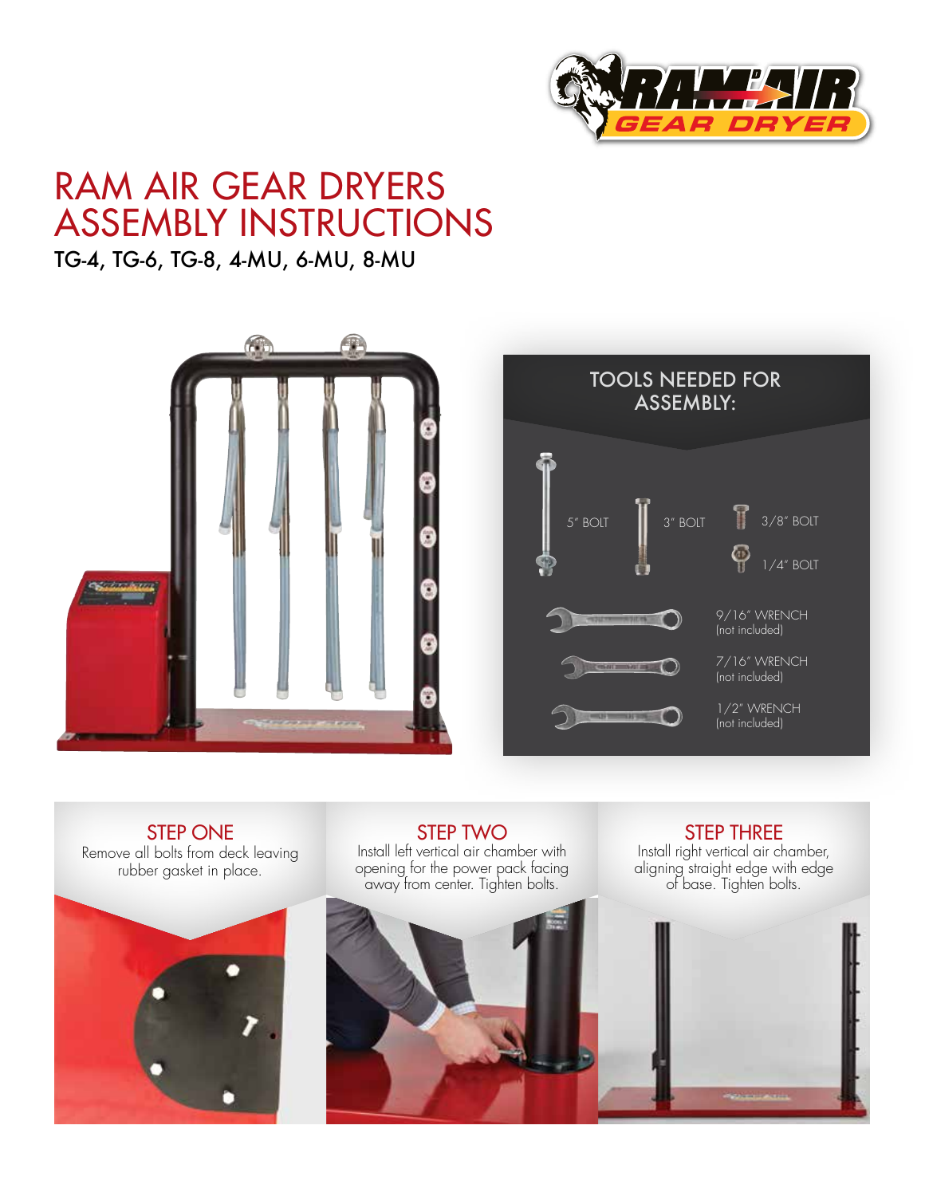# RAM AIR GEAR DRYERS ASSEMBLY INSTRUCTIONS

TG-4, TG-6, TG-8, 4-MU, 6-MU, 8-MU

## TOOLS NEEDED FOR ASSEMBLY:

- 5" BOLT
- 3" BOLT
- 3/8" BOLT
- 1/4" BOLT
- 9/16" WRENCH (not included)
- 7/16" WRENCH (not included)
- 1/2" WRENCH (not included)

## STEP ONE

Remove all bolts from deck leaving rubber gasket in place.

## STEP TWO

Install left vertical air chamber with opening for the power pack facing away from center. Tighten bolts.

## STEP THREE

Install right vertical air chamber, aligning straight edge with edge of base. Tighten bolts.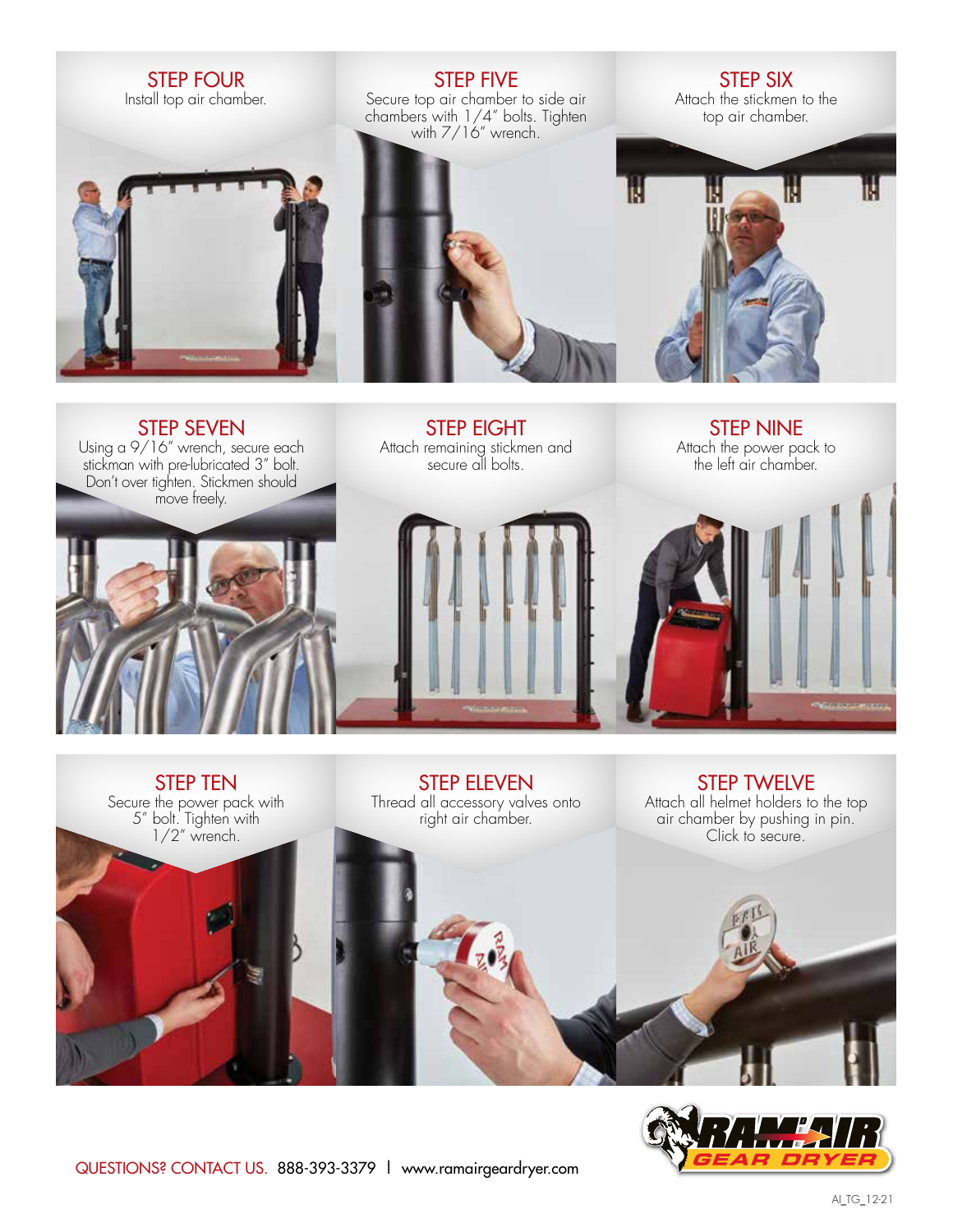## STEP FOUR

Install top air chamber.

## STEP FIVE

Secure top air chamber to side air chambers with 1/4" bolts. Tighten with 7/16" wrench.

## STEP SIX

Attach the stickmen to the top air chamber.

## STEP SEVEN

Using a 9/16" wrench, secure each stickman with pre-lubricated 3" bolt. Don't over tighten. Stickmen should move freely.

## STEP EIGHT

Attach remaining stickmen and secure all bolts.

## STEP NINE

Attach the power pack to the left air chamber.

## STEP TEN

Secure the power pack with 5" bolt. Tighten with 1/2" wrench.

## STEP ELEVEN

Thread all accessory valves onto right air chamber.

## STEP TWELVE

Attach all helmet holders to the top air chamber by pushing in pin. Click to secure.

QUESTIONS? CONTACT US. 888-393-3379 | www.ramairgeardryer.com

RAM AIR GEAR DRYER

AI_TG_12-21